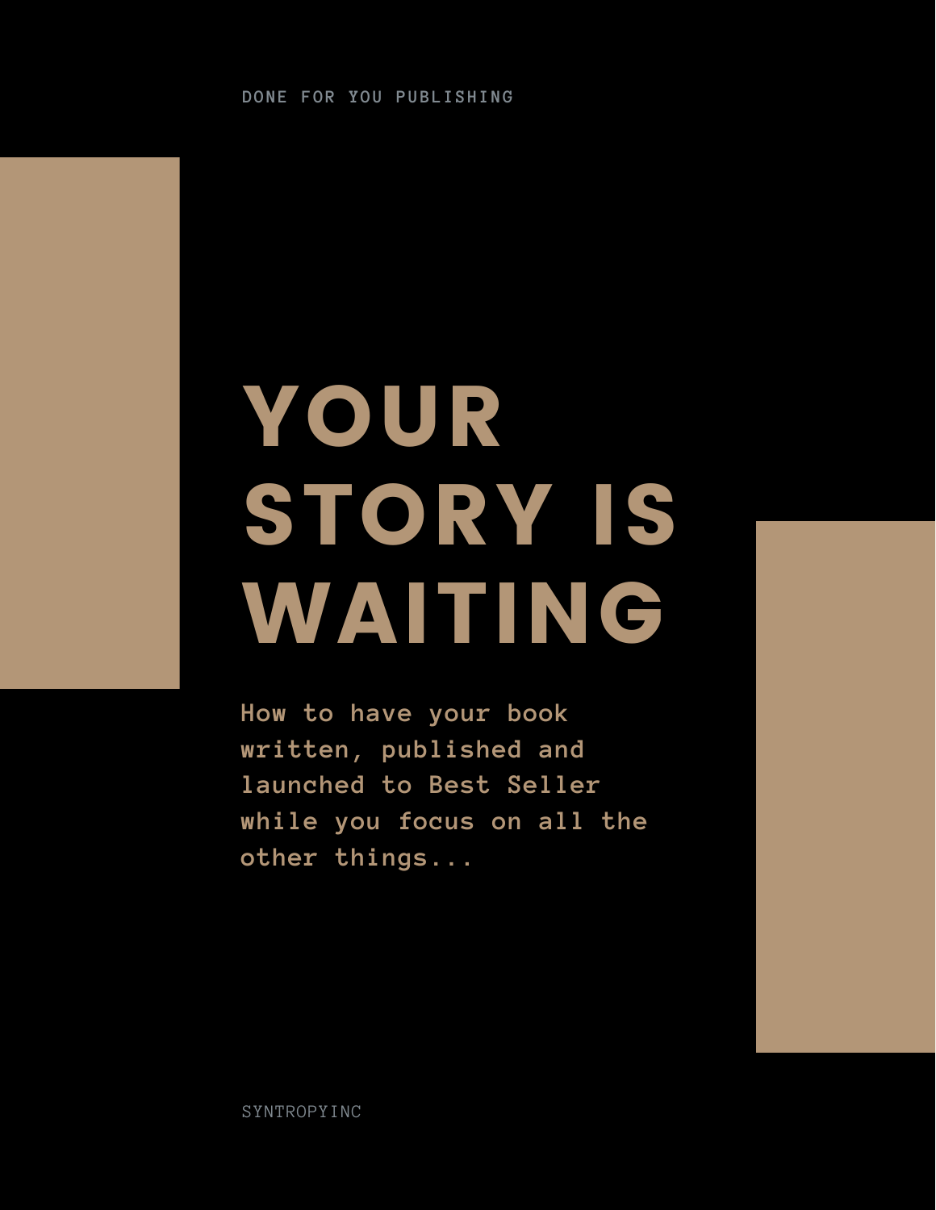DONE FOR YOU PUBLISHING

# YOUR STORY IS WAITING

**How to have your book written, published and launched to Best Seller while you focus on all the other things...**

SYNTROPYINC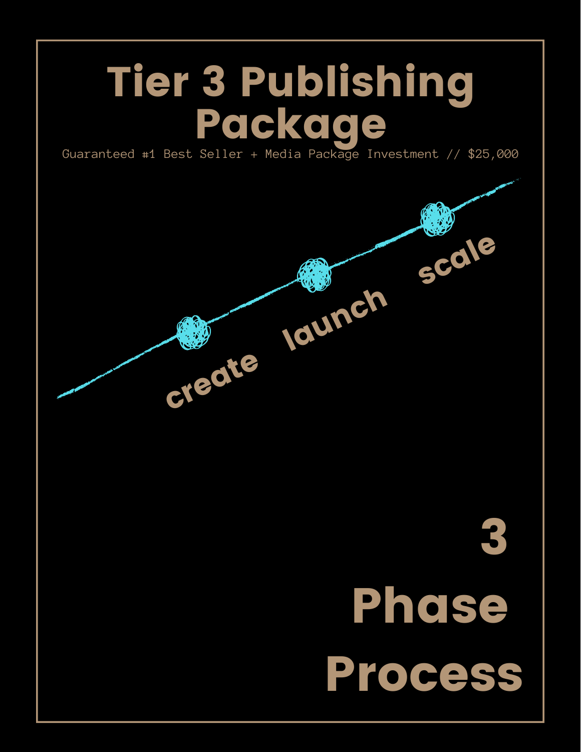# Tier 3 Publishing Package

Guaranteed #1 Best Seller + Media Package Investment // $25,000

create

launch

scale

## 3 Phase Process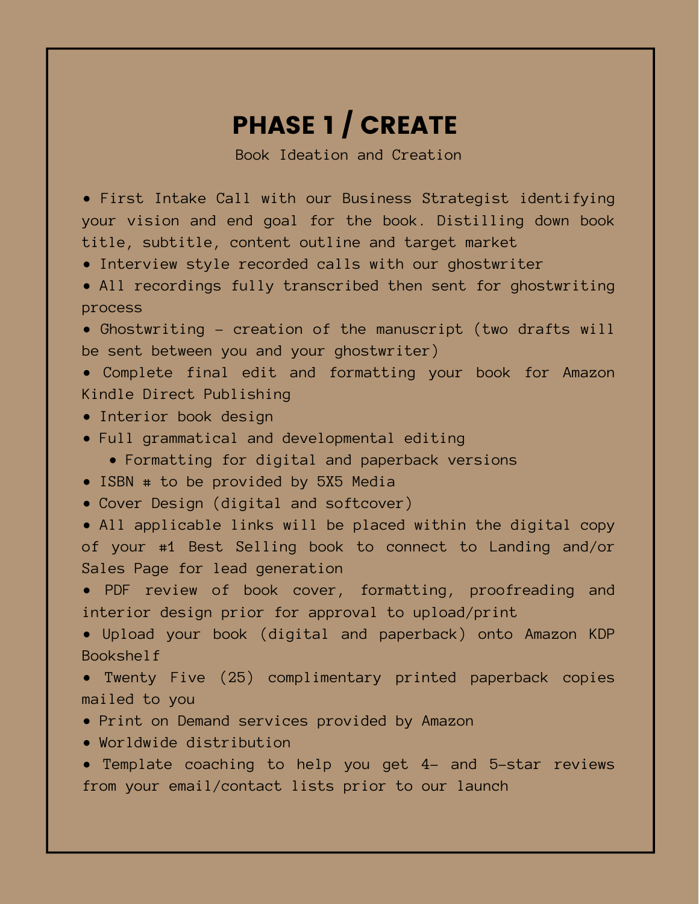# PHASE 1 / CREATE

Book Ideation and Creation

- First Intake Call with our Business Strategist identifying your vision and end goal for the book. Distilling down book title, subtitle, content outline and target market
- Interview style recorded calls with our ghostwriter
- All recordings fully transcribed then sent for ghostwriting process
- Ghostwriting - creation of the manuscript (two drafts will be sent between you and your ghostwriter)
- Complete final edit and formatting your book for Amazon Kindle Direct Publishing
- Interior book design
- Full grammatical and developmental editing
  - Formatting for digital and paperback versions
- ISBN # to be provided by 5X5 Media
- Cover Design (digital and softcover)
- All applicable links will be placed within the digital copy of your #1 Best Selling book to connect to Landing and/or Sales Page for lead generation
- PDF review of book cover, formatting, proofreading and interior design prior for approval to upload/print
- Upload your book (digital and paperback) onto Amazon KDP Bookshelf
- Twenty Five (25) complimentary printed paperback copies mailed to you
- Print on Demand services provided by Amazon
- Worldwide distribution
- Template coaching to help you get 4- and 5-star reviews from your email/contact lists prior to our launch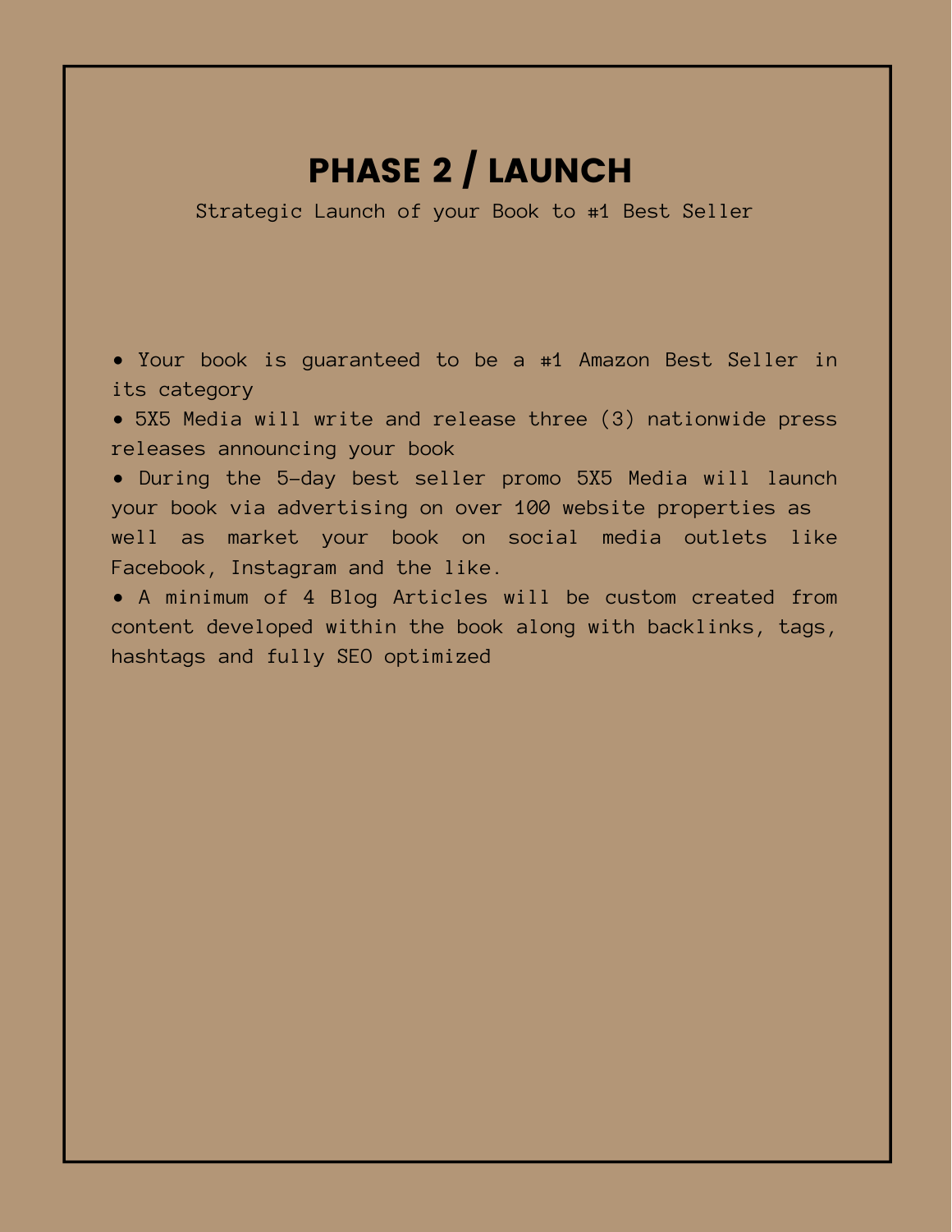# PHASE 2 / LAUNCH

Strategic Launch of your Book to #1 Best Seller

- Your book is guaranteed to be a #1 Amazon Best Seller in its category
- 5X5 Media will write and release three (3) nationwide press releases announcing your book
- During the 5-day best seller promo 5X5 Media will launch your book via advertising on over 100 website properties as well as market your book on social media outlets like Facebook, Instagram and the like.
- A minimum of 4 Blog Articles will be custom created from content developed within the book along with backlinks, tags, hashtags and fully SEO optimized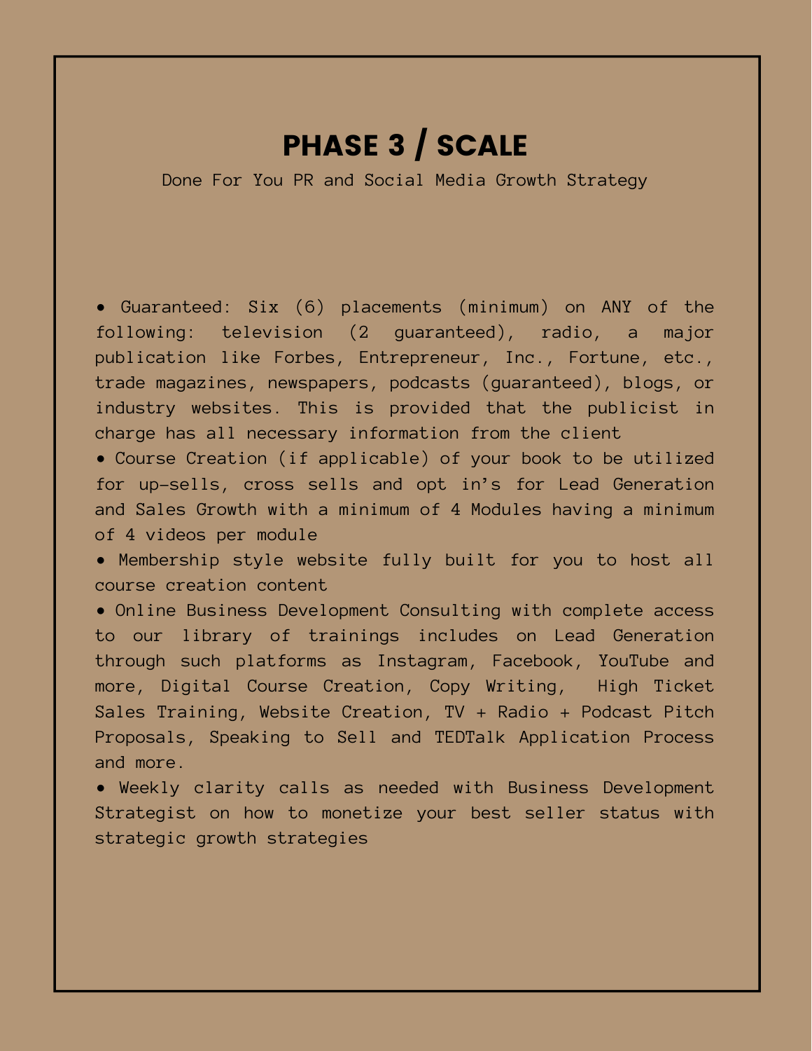# PHASE 3 / SCALE

Done For You PR and Social Media Growth Strategy

- Guaranteed: Six (6) placements (minimum) on ANY of the following: television (2 guaranteed), radio, a major publication like Forbes, Entrepreneur, Inc., Fortune, etc., trade magazines, newspapers, podcasts (guaranteed), blogs, or industry websites. This is provided that the publicist in charge has all necessary information from the client
- Course Creation (if applicable) of your book to be utilized for up-sells, cross sells and opt in's for Lead Generation and Sales Growth with a minimum of 4 Modules having a minimum of 4 videos per module
- Membership style website fully built for you to host all course creation content
- Online Business Development Consulting with complete access to our library of trainings includes on Lead Generation through such platforms as Instagram, Facebook, YouTube and more, Digital Course Creation, Copy Writing, High Ticket Sales Training, Website Creation, TV + Radio + Podcast Pitch Proposals, Speaking to Sell and TEDTalk Application Process and more.
- Weekly clarity calls as needed with Business Development Strategist on how to monetize your best seller status with strategic growth strategies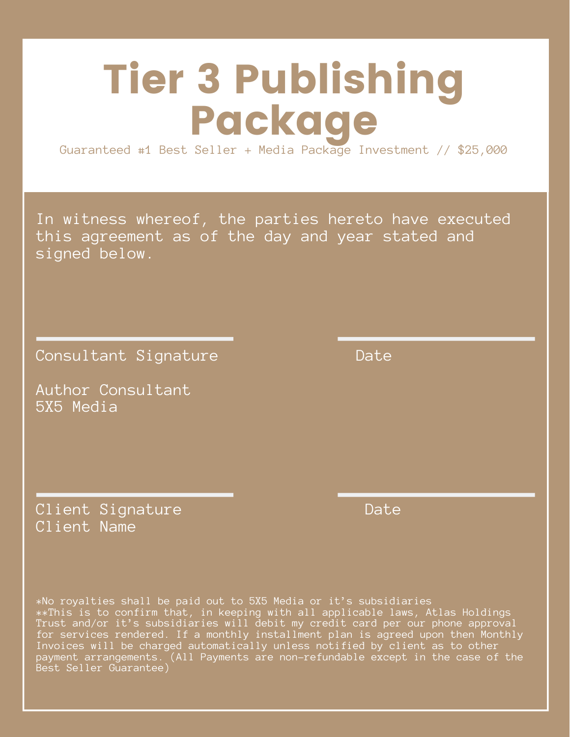# Tier 3 Publishing Package

Guaranteed #1 Best Seller + Media Package Investment // $25,000

In witness whereof, the parties hereto have executed this agreement as of the day and year stated and signed below.

Consultant Signature — Date

Author Consultant
5X5 Media

Client Signature — Date
Client Name

*No royalties shall be paid out to 5X5 Media or it's subsidiaries
**This is to confirm that, in keeping with all applicable laws, Atlas Holdings Trust and/or it's subsidiaries will debit my credit card per our phone approval for services rendered. If a monthly installment plan is agreed upon then Monthly Invoices will be charged automatically unless notified by client as to other payment arrangements. (All Payments are non-refundable except in the case of the Best Seller Guarantee)